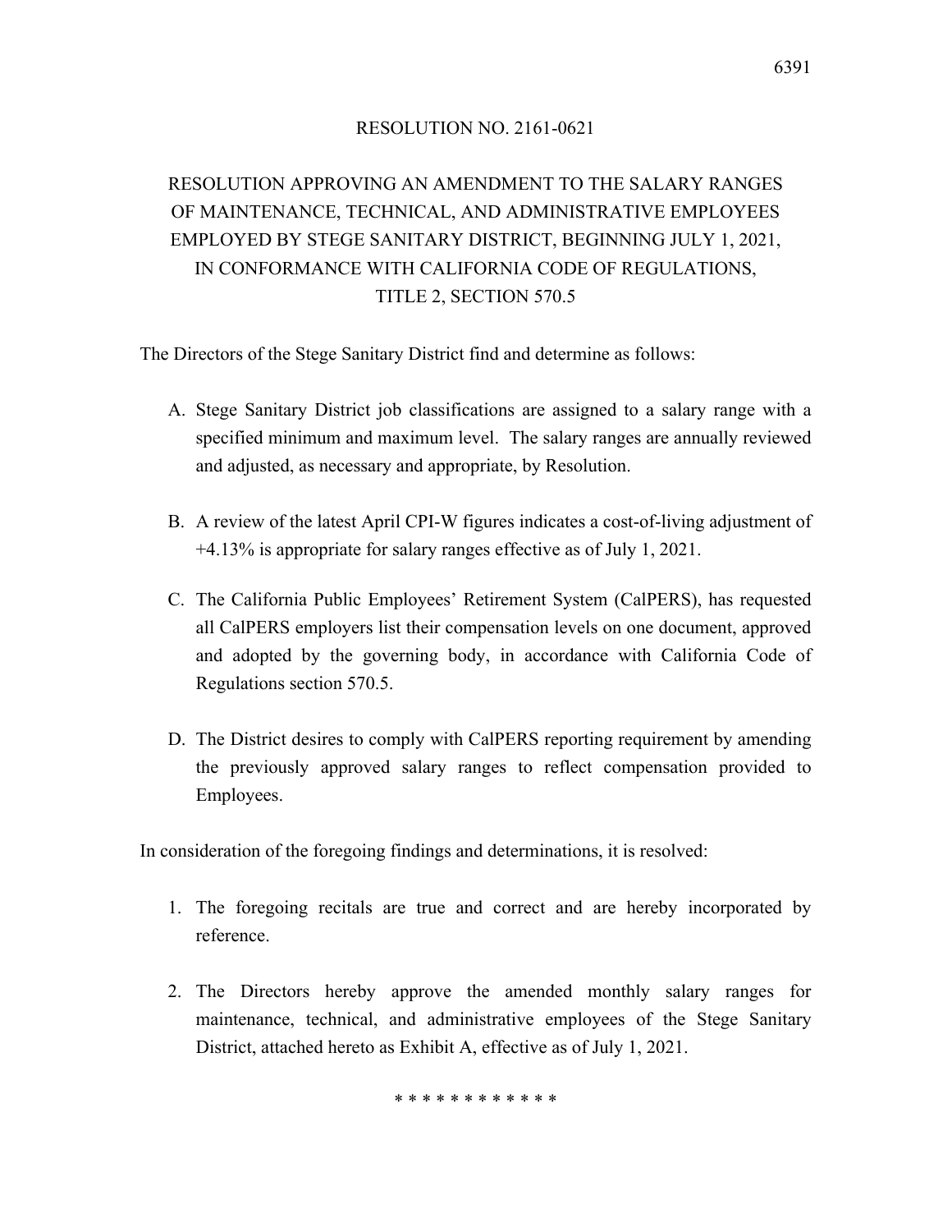RESOLUTION NO. 2161-0621

# RESOLUTION APPROVING AN AMENDMENT TO THE SALARY RANGES OF MAINTENANCE, TECHNICAL, AND ADMINISTRATIVE EMPLOYEES EMPLOYED BY STEGE SANITARY DISTRICT, BEGINNING JULY 1, 2021, IN CONFORMANCE WITH CALIFORNIA CODE OF REGULATIONS, TITLE 2, SECTION 570.5

The Directors of the Stege Sanitary District find and determine as follows:

A. Stege Sanitary District job classifications are assigned to a salary range with a specified minimum and maximum level. The salary ranges are annually reviewed and adjusted, as necessary and appropriate, by Resolution.

B. A review of the latest April CPI-W figures indicates a cost-of-living adjustment of +4.13% is appropriate for salary ranges effective as of July 1, 2021.

C. The California Public Employees' Retirement System (CalPERS), has requested all CalPERS employers list their compensation levels on one document, approved and adopted by the governing body, in accordance with California Code of Regulations section 570.5.

D. The District desires to comply with CalPERS reporting requirement by amending the previously approved salary ranges to reflect compensation provided to Employees.

In consideration of the foregoing findings and determinations, it is resolved:

1. The foregoing recitals are true and correct and are hereby incorporated by reference.

2. The Directors hereby approve the amended monthly salary ranges for maintenance, technical, and administrative employees of the Stege Sanitary District, attached hereto as Exhibit A, effective as of July 1, 2021.

* * * * * * * * * * * *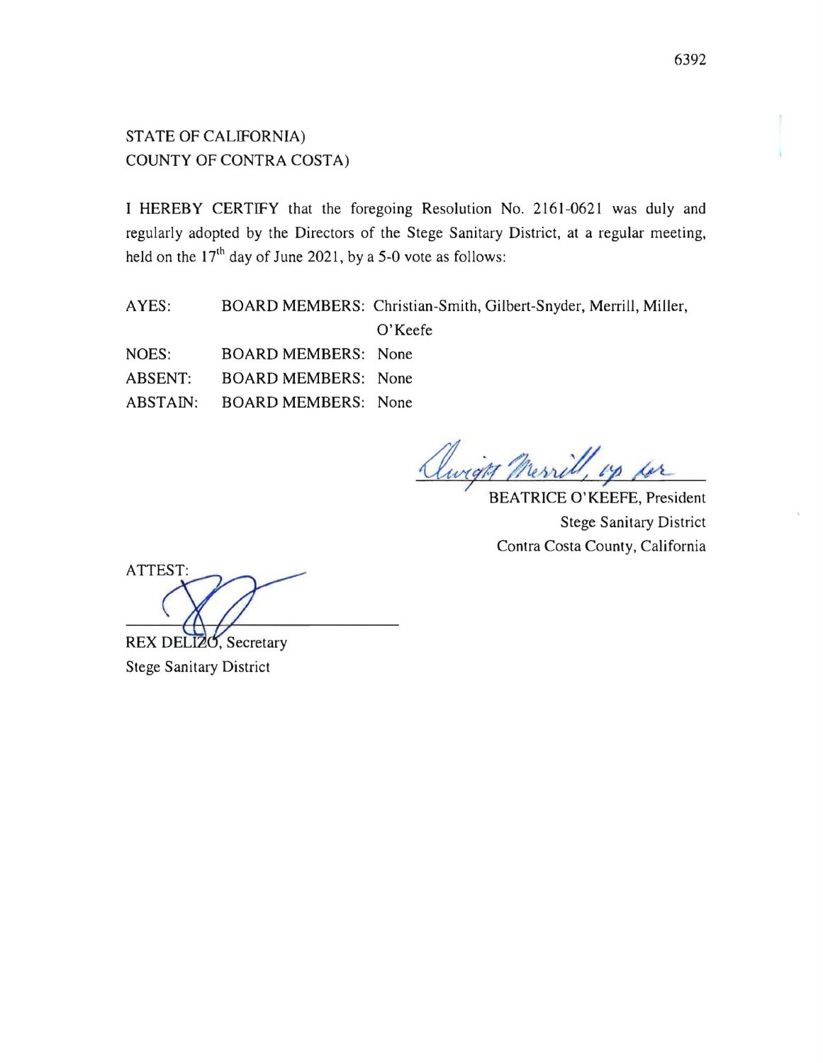STATE OF CALIFORNIA)
COUNTY OF CONTRA COSTA)

I HEREBY CERTIFY that the foregoing Resolution No. 2161-0621 was duly and regularly adopted by the Directors of the Stege Sanitary District, at a regular meeting, held on the 17th day of June 2021, by a 5-0 vote as follows:

| | | |
|---|---|---|
| AYES: | BOARD MEMBERS: | Christian-Smith, Gilbert-Snyder, Merrill, Miller, O'Keefe |
| NOES: | BOARD MEMBERS: | None |
| ABSENT: | BOARD MEMBERS: | None |
| ABSTAIN: | BOARD MEMBERS: | None |

Dwight Merrill, vp for

BEATRICE O'KEEFE, President
Stege Sanitary District
Contra Costa County, California

ATTEST:

REX DELIZO, Secretary
Stege Sanitary District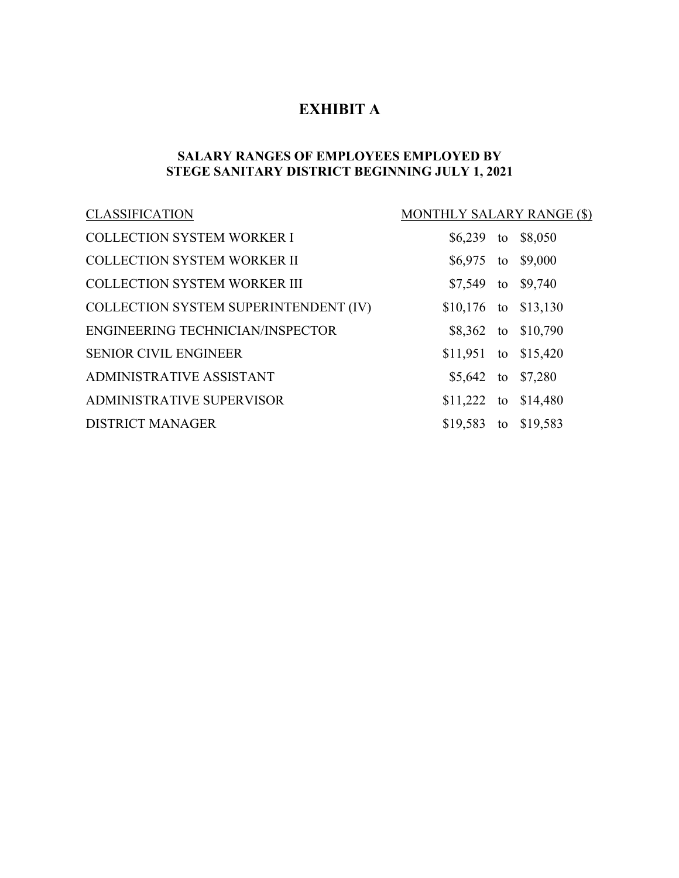# EXHIBIT A

## SALARY RANGES OF EMPLOYEES EMPLOYED BY STEGE SANITARY DISTRICT BEGINNING JULY 1, 2021

| CLASSIFICATION | MONTHLY SALARY RANGE ($) | | |
|---|---|---|---|
| COLLECTION SYSTEM WORKER I | $6,239 | to | $8,050 |
| COLLECTION SYSTEM WORKER II | $6,975 | to | $9,000 |
| COLLECTION SYSTEM WORKER III | $7,549 | to | $9,740 |
| COLLECTION SYSTEM SUPERINTENDENT (IV) | $10,176 | to | $13,130 |
| ENGINEERING TECHNICIAN/INSPECTOR | $8,362 | to | $10,790 |
| SENIOR CIVIL ENGINEER | $11,951 | to | $15,420 |
| ADMINISTRATIVE ASSISTANT | $5,642 | to | $7,280 |
| ADMINISTRATIVE SUPERVISOR | $11,222 | to | $14,480 |
| DISTRICT MANAGER | $19,583 | to | $19,583 |